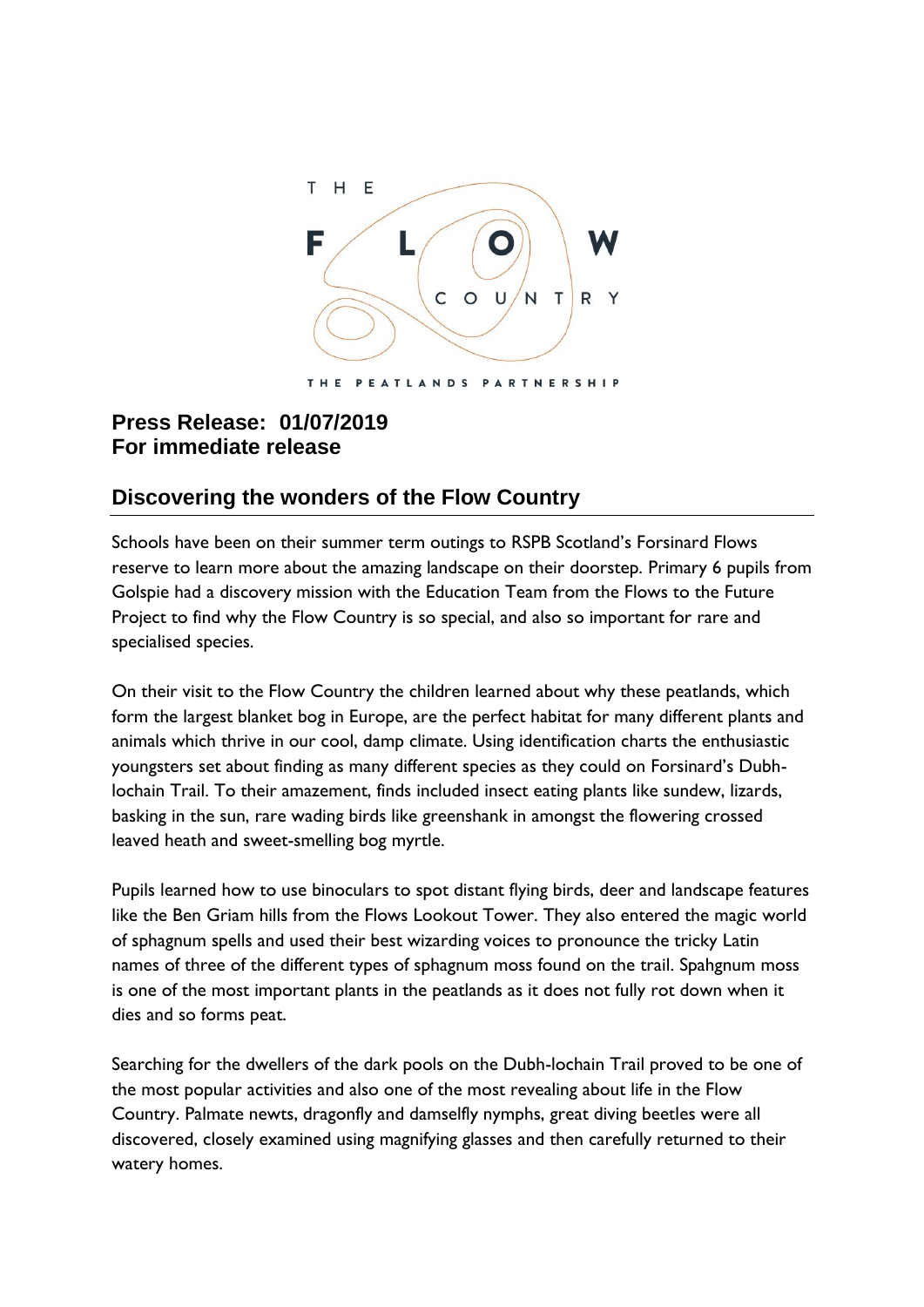THE FLOW COUNTRY

THE PEATLANDS PARTNERSHIP

**Press Release: 01/07/2019**
**For immediate release**

## Discovering the wonders of the Flow Country

Schools have been on their summer term outings to RSPB Scotland's Forsinard Flows reserve to learn more about the amazing landscape on their doorstep. Primary 6 pupils from Golspie had a discovery mission with the Education Team from the Flows to the Future Project to find why the Flow Country is so special, and also so important for rare and specialised species.

On their visit to the Flow Country the children learned about why these peatlands, which form the largest blanket bog in Europe, are the perfect habitat for many different plants and animals which thrive in our cool, damp climate. Using identification charts the enthusiastic youngsters set about finding as many different species as they could on Forsinard's Dubh-lochain Trail. To their amazement, finds included insect eating plants like sundew, lizards, basking in the sun, rare wading birds like greenshank in amongst the flowering crossed leaved heath and sweet-smelling bog myrtle.

Pupils learned how to use binoculars to spot distant flying birds, deer and landscape features like the Ben Griam hills from the Flows Lookout Tower. They also entered the magic world of sphagnum spells and used their best wizarding voices to pronounce the tricky Latin names of three of the different types of sphagnum moss found on the trail. Spahgnum moss is one of the most important plants in the peatlands as it does not fully rot down when it dies and so forms peat.

Searching for the dwellers of the dark pools on the Dubh-lochain Trail proved to be one of the most popular activities and also one of the most revealing about life in the Flow Country. Palmate newts, dragonfly and damselfly nymphs, great diving beetles were all discovered, closely examined using magnifying glasses and then carefully returned to their watery homes.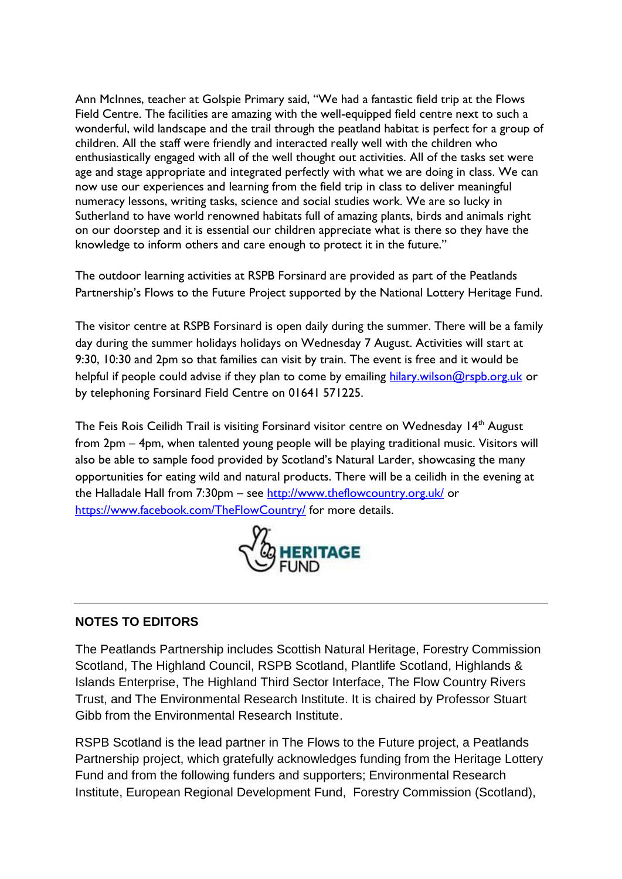Ann McInnes, teacher at Golspie Primary said, "We had a fantastic field trip at the Flows Field Centre. The facilities are amazing with the well-equipped field centre next to such a wonderful, wild landscape and the trail through the peatland habitat is perfect for a group of children. All the staff were friendly and interacted really well with the children who enthusiastically engaged with all of the well thought out activities. All of the tasks set were age and stage appropriate and integrated perfectly with what we are doing in class. We can now use our experiences and learning from the field trip in class to deliver meaningful numeracy lessons, writing tasks, science and social studies work. We are so lucky in Sutherland to have world renowned habitats full of amazing plants, birds and animals right on our doorstep and it is essential our children appreciate what is there so they have the knowledge to inform others and care enough to protect it in the future."

The outdoor learning activities at RSPB Forsinard are provided as part of the Peatlands Partnership's Flows to the Future Project supported by the National Lottery Heritage Fund.

The visitor centre at RSPB Forsinard is open daily during the summer. There will be a family day during the summer holidays holidays on Wednesday 7 August. Activities will start at 9:30, 10:30 and 2pm so that families can visit by train. The event is free and it would be helpful if people could advise if they plan to come by emailing hilary.wilson@rspb.org.uk or by telephoning Forsinard Field Centre on 01641 571225.

The Feis Rois Ceilidh Trail is visiting Forsinard visitor centre on Wednesday 14th August from 2pm – 4pm, when talented young people will be playing traditional music. Visitors will also be able to sample food provided by Scotland's Natural Larder, showcasing the many opportunities for eating wild and natural products. There will be a ceilidh in the evening at the Halladale Hall from 7:30pm – see http://www.theflowcountry.org.uk/ or https://www.facebook.com/TheFlowCountry/ for more details.

HERITAGE FUND

---

**NOTES TO EDITORS**

The Peatlands Partnership includes Scottish Natural Heritage, Forestry Commission Scotland, The Highland Council, RSPB Scotland, Plantlife Scotland, Highlands & Islands Enterprise, The Highland Third Sector Interface, The Flow Country Rivers Trust, and The Environmental Research Institute. It is chaired by Professor Stuart Gibb from the Environmental Research Institute.

RSPB Scotland is the lead partner in The Flows to the Future project, a Peatlands Partnership project, which gratefully acknowledges funding from the Heritage Lottery Fund and from the following funders and supporters; Environmental Research Institute, European Regional Development Fund, Forestry Commission (Scotland),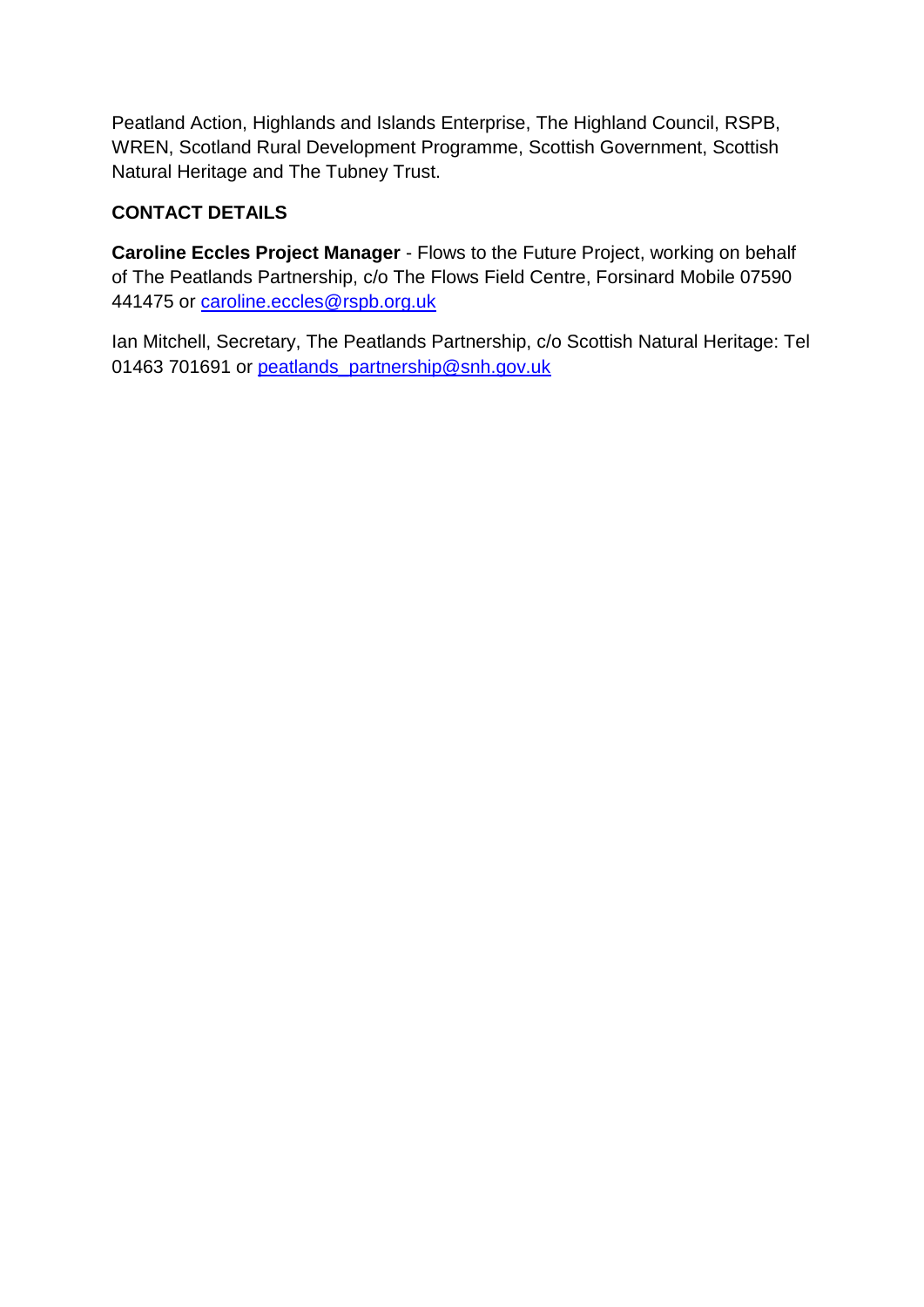Peatland Action, Highlands and Islands Enterprise, The Highland Council, RSPB, WREN, Scotland Rural Development Programme, Scottish Government, Scottish Natural Heritage and The Tubney Trust.

**CONTACT DETAILS**

**Caroline Eccles Project Manager** - Flows to the Future Project, working on behalf of The Peatlands Partnership, c/o The Flows Field Centre, Forsinard Mobile 07590 441475 or caroline.eccles@rspb.org.uk

Ian Mitchell, Secretary, The Peatlands Partnership, c/o Scottish Natural Heritage: Tel 01463 701691 or peatlands_partnership@snh.gov.uk